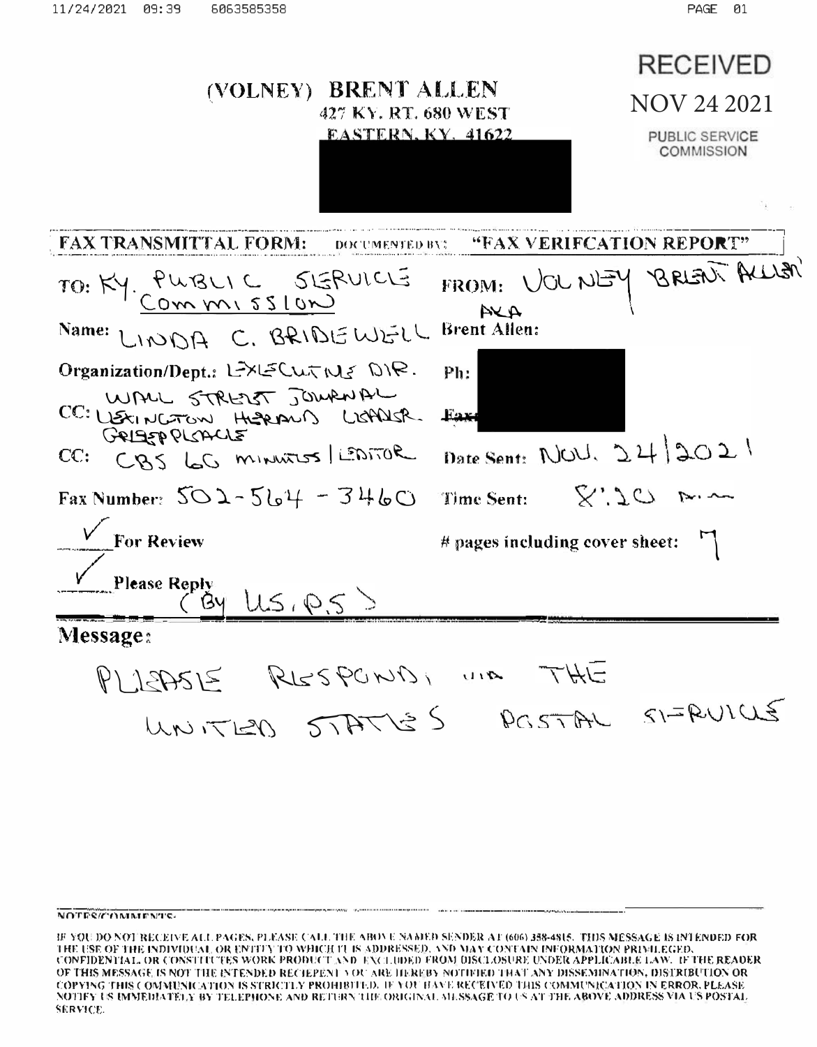RECEIVED

NOV 24 2021

PUBLIC SERVICE COMMISSION

# (VOLNEY) BRENT ALLEN

427 KY. RT. 680 WEST
EASTERN, KY. 41622

**FAX TRANSMITTAL FORM:** DOCUMENTED BY: **"FAX VERIFCATION REPORT"**

| | |
|---|---|
| TO: KY. PUBLIC SERVICE COMMISSION | FROM: VOLNEY BRENT ALLEN AKA Brent Allen: |
| Name: LINDA C. BRIDEWELL | |
| Organization/Dept.: EXECUTIVE DIR. | Ph: |
| CC: WALL STREET JOURNAL LEXINGTON HERALD LEADER. GRIEFPLACE | Fax: |
| CC: CBS 60 MINUTES / EDITOR | Date Sent: NOV. 24/2021 |
| Fax Number: 502-564-3460 | Time Sent: 8:20 A.M. |
| ✓ For Review | # pages including cover sheet: 7 |
| ✓ Please Reply (By U.S.P.S.) | |

**Message:**

PLEASE RESPOND, VIA THE UNITED STATES POSTAL SERVICE

NOTES/COMMENTS:

IF YOU DO NOT RECEIVE ALL PAGES, PLEASE CALL THE ABOVE NAMED SENDER AT (606) 358-4815. THIS MESSAGE IS INTENDED FOR THE USE OF THE INDIVIDUAL OR ENTITY TO WHICH IT IS ADDRESSED, AND MAY CONTAIN INFORMATION PRIVILEGED, CONFIDENTIAL OR CONSTITUTES WORK PRODUCT AND EXCLUDED FROM DISCLOSURE UNDER APPLICABLE LAW. IF THE READER OF THIS MESSAGE IS NOT THE INTENDED RECIEPENT YOU ARE HEREBY NOTIFIED THAT ANY DISSEMINATION, DISTRIBUTION OR COPYING THIS COMMUNICATION IS STRICTLY PROHIBITED. IF YOU HAVE RECEIVED THIS COMMUNICATION IN ERROR, PLEASE NOTIFY US IMMEDIATELY BY TELEPHONE AND RETURN THE ORIGINAL MESSAGE TO US AT THE ABOVE ADDRESS VIA US POSTAL SERVICE.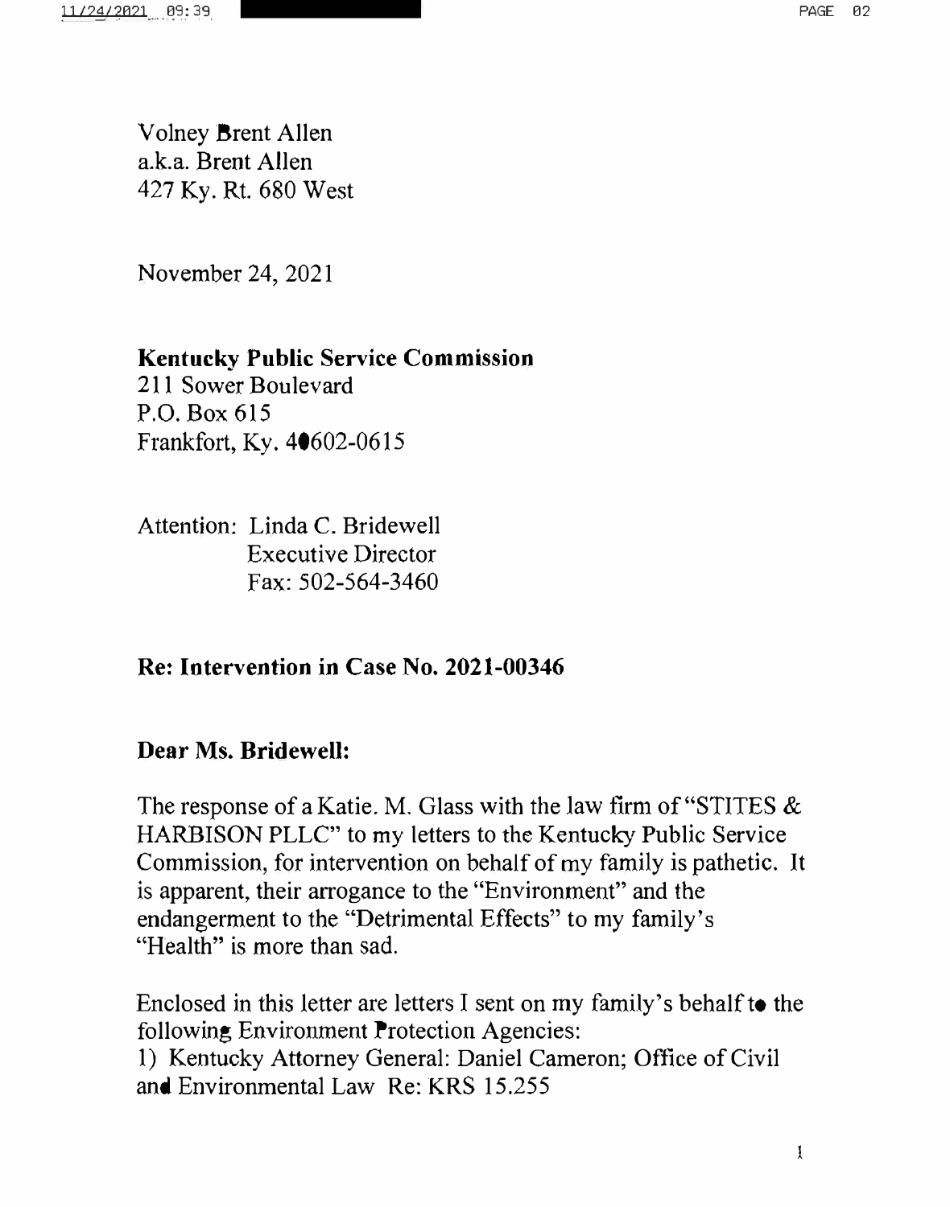Volney Brent Allen
a.k.a. Brent Allen
427 Ky. Rt. 680 West

November 24, 2021

**Kentucky Public Service Commission**
211 Sower Boulevard
P.O. Box 615
Frankfort, Ky. 40602-0615

Attention: Linda C. Bridewell
Executive Director
Fax: 502-564-3460

**Re: Intervention in Case No. 2021-00346**

**Dear Ms. Bridewell:**

The response of a Katie. M. Glass with the law firm of "STITES & HARBISON PLLC" to my letters to the Kentucky Public Service Commission, for intervention on behalf of my family is pathetic. It is apparent, their arrogance to the "Environment" and the endangerment to the "Detrimental Effects" to my family's "Health" is more than sad.

Enclosed in this letter are letters I sent on my family's behalf to the following Environment Protection Agencies:
1) Kentucky Attorney General: Daniel Cameron; Office of Civil and Environmental Law Re: KRS 15.255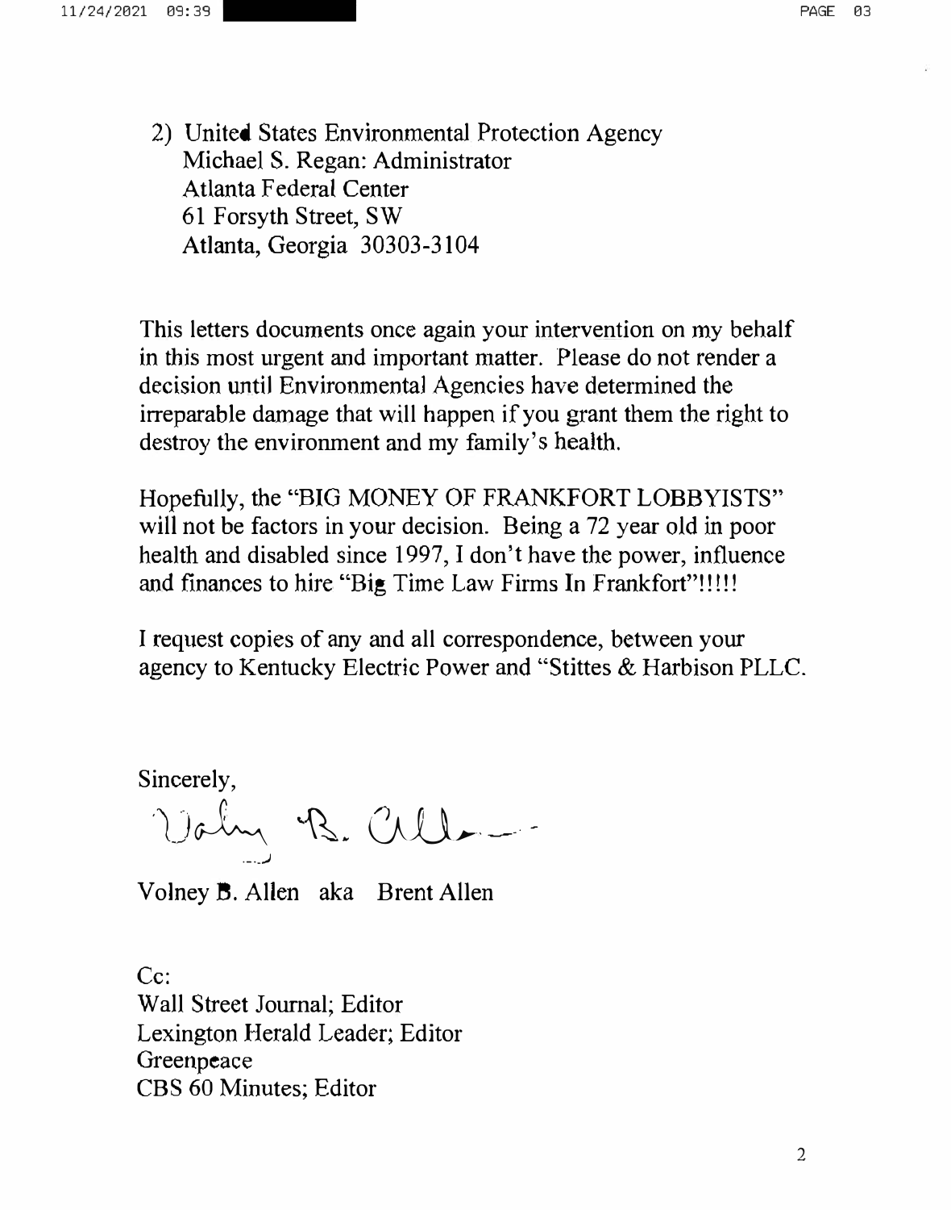2) United States Environmental Protection Agency
   Michael S. Regan: Administrator
   Atlanta Federal Center
   61 Forsyth Street, SW
   Atlanta, Georgia 30303-3104

This letters documents once again your intervention on my behalf in this most urgent and important matter. Please do not render a decision until Environmental Agencies have determined the irreparable damage that will happen if you grant them the right to destroy the environment and my family's health.

Hopefully, the "BIG MONEY OF FRANKFORT LOBBYISTS" will not be factors in your decision. Being a 72 year old in poor health and disabled since 1997, I don't have the power, influence and finances to hire "Big Time Law Firms In Frankfort"!!!!!

I request copies of any and all correspondence, between your agency to Kentucky Electric Power and "Stittes & Harbison PLLC.

Sincerely,

Volney B. Allen aka Brent Allen

Cc:
Wall Street Journal; Editor
Lexington Herald Leader; Editor
Greenpeace
CBS 60 Minutes; Editor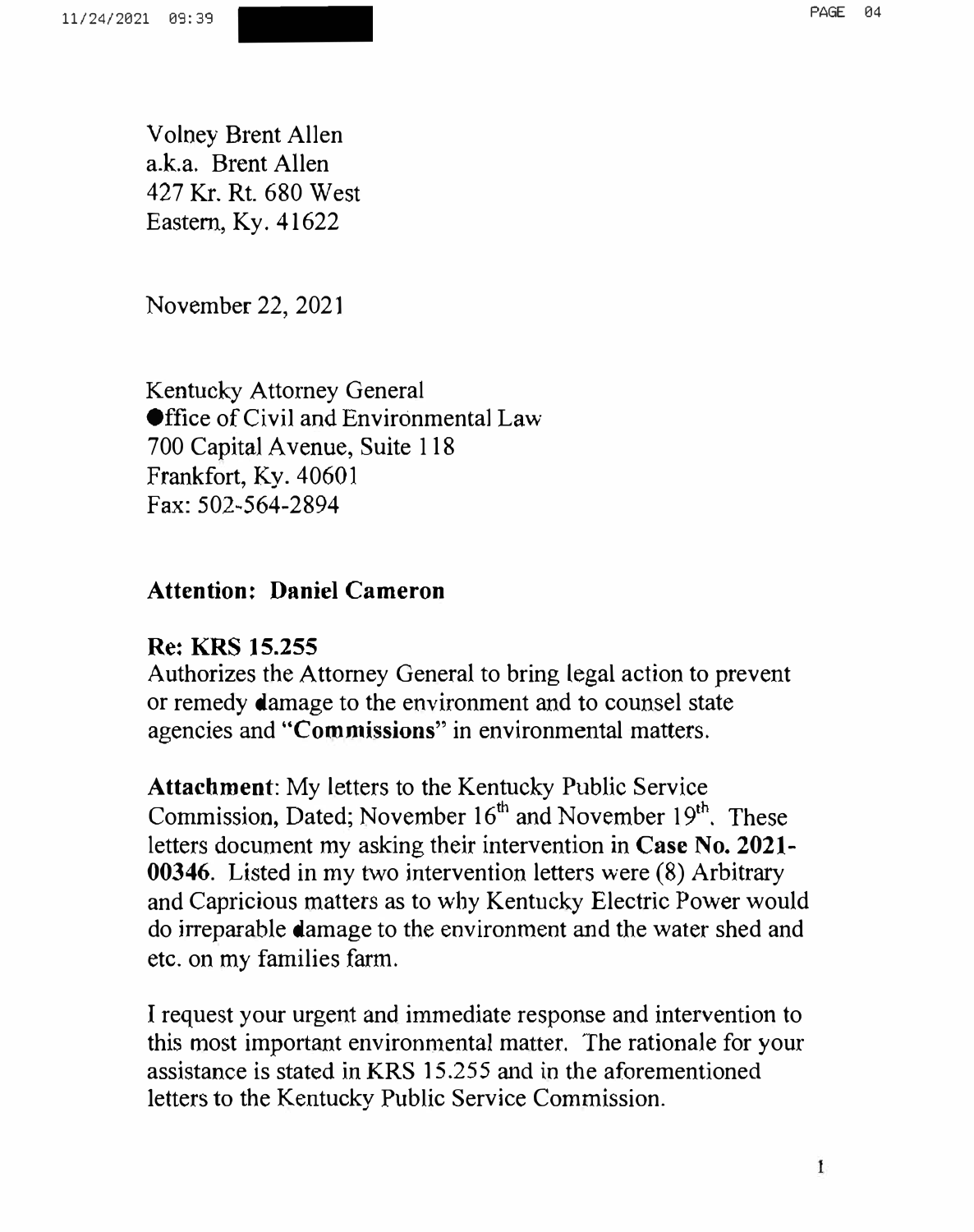Volney Brent Allen
a.k.a. Brent Allen
427 Kr. Rt. 680 West
Eastern, Ky. 41622

November 22, 2021

Kentucky Attorney General
Office of Civil and Environmental Law
700 Capital Avenue, Suite 118
Frankfort, Ky. 40601
Fax: 502-564-2894

**Attention: Daniel Cameron**

**Re: KRS 15.255**
Authorizes the Attorney General to bring legal action to prevent or remedy damage to the environment and to counsel state agencies and "**Commissions**" in environmental matters.

**Attachment**: My letters to the Kentucky Public Service Commission, Dated; November 16th and November 19th. These letters document my asking their intervention in **Case No. 2021-00346**. Listed in my two intervention letters were (8) Arbitrary and Capricious matters as to why Kentucky Electric Power would do irreparable damage to the environment and the water shed and etc. on my families farm.

I request your urgent and immediate response and intervention to this most important environmental matter. The rationale for your assistance is stated in KRS 15.255 and in the aforementioned letters to the Kentucky Public Service Commission.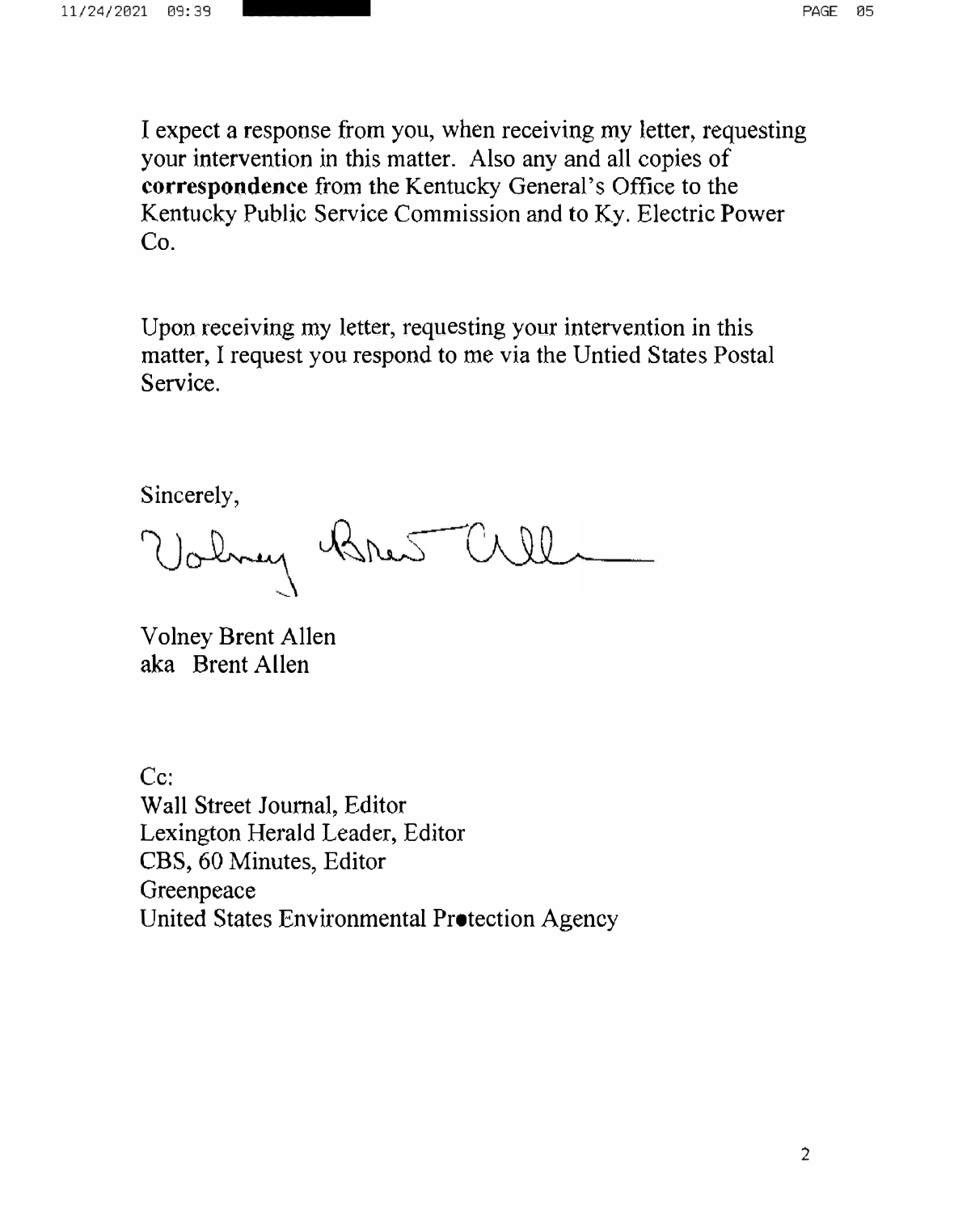I expect a response from you, when receiving my letter, requesting your intervention in this matter. Also any and all copies of **correspondence** from the Kentucky General's Office to the Kentucky Public Service Commission and to Ky. Electric Power Co.

Upon receiving my letter, requesting your intervention in this matter, I request you respond to me via the Untied States Postal Service.

Sincerely,

Volney Brent Allen
aka Brent Allen

Cc:
Wall Street Journal, Editor
Lexington Herald Leader, Editor
CBS, 60 Minutes, Editor
Greenpeace
United States Environmental Protection Agency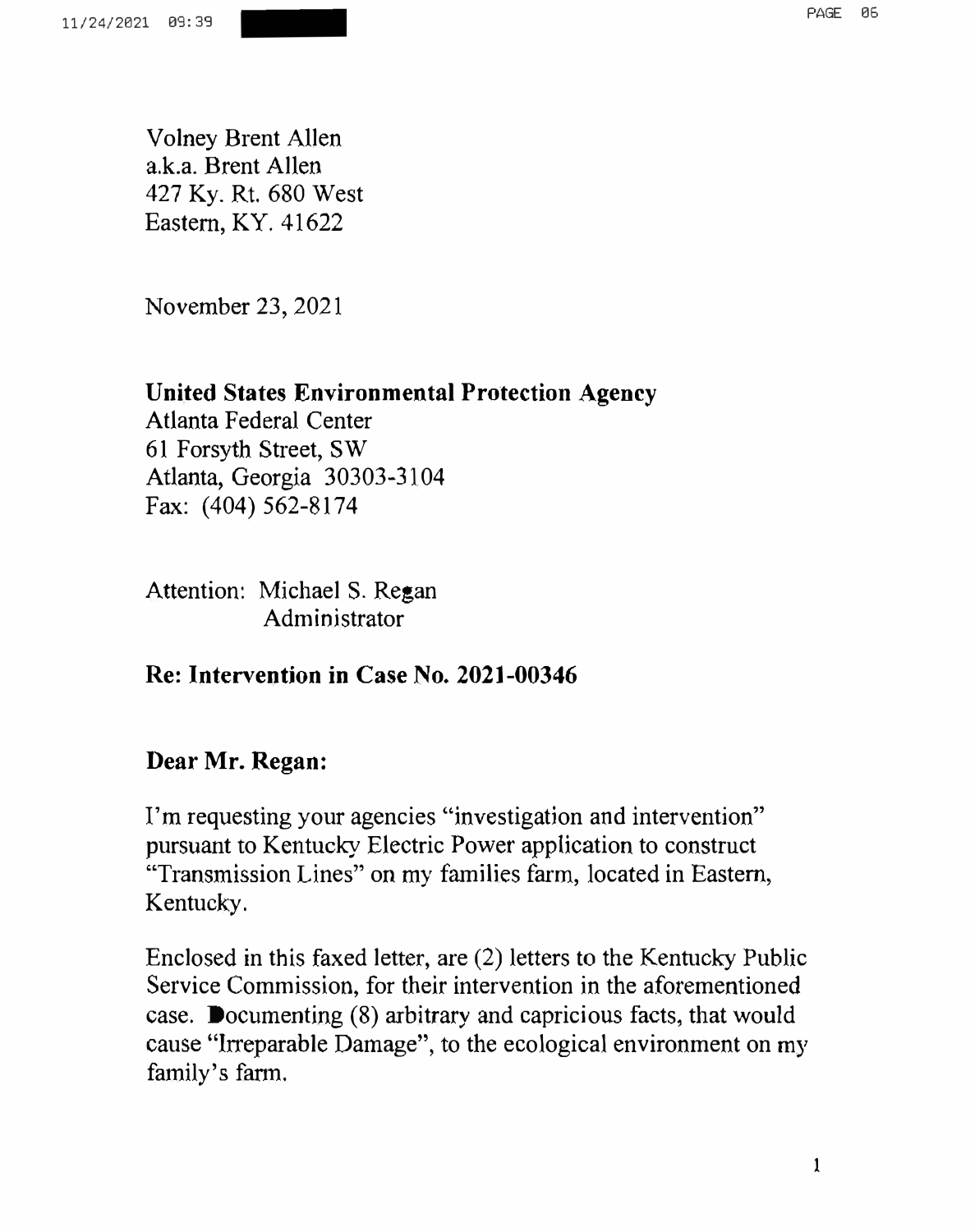Volney Brent Allen
a.k.a. Brent Allen
427 Ky. Rt. 680 West
Eastern, KY. 41622

November 23, 2021

**United States Environmental Protection Agency**
Atlanta Federal Center
61 Forsyth Street, SW
Atlanta, Georgia 30303-3104
Fax: (404) 562-8174

Attention: Michael S. Regan
Administrator

**Re: Intervention in Case No. 2021-00346**

**Dear Mr. Regan:**

I'm requesting your agencies "investigation and intervention" pursuant to Kentucky Electric Power application to construct "Transmission Lines" on my families farm, located in Eastern, Kentucky.

Enclosed in this faxed letter, are (2) letters to the Kentucky Public Service Commission, for their intervention in the aforementioned case. Documenting (8) arbitrary and capricious facts, that would cause "Irreparable Damage", to the ecological environment on my family's farm.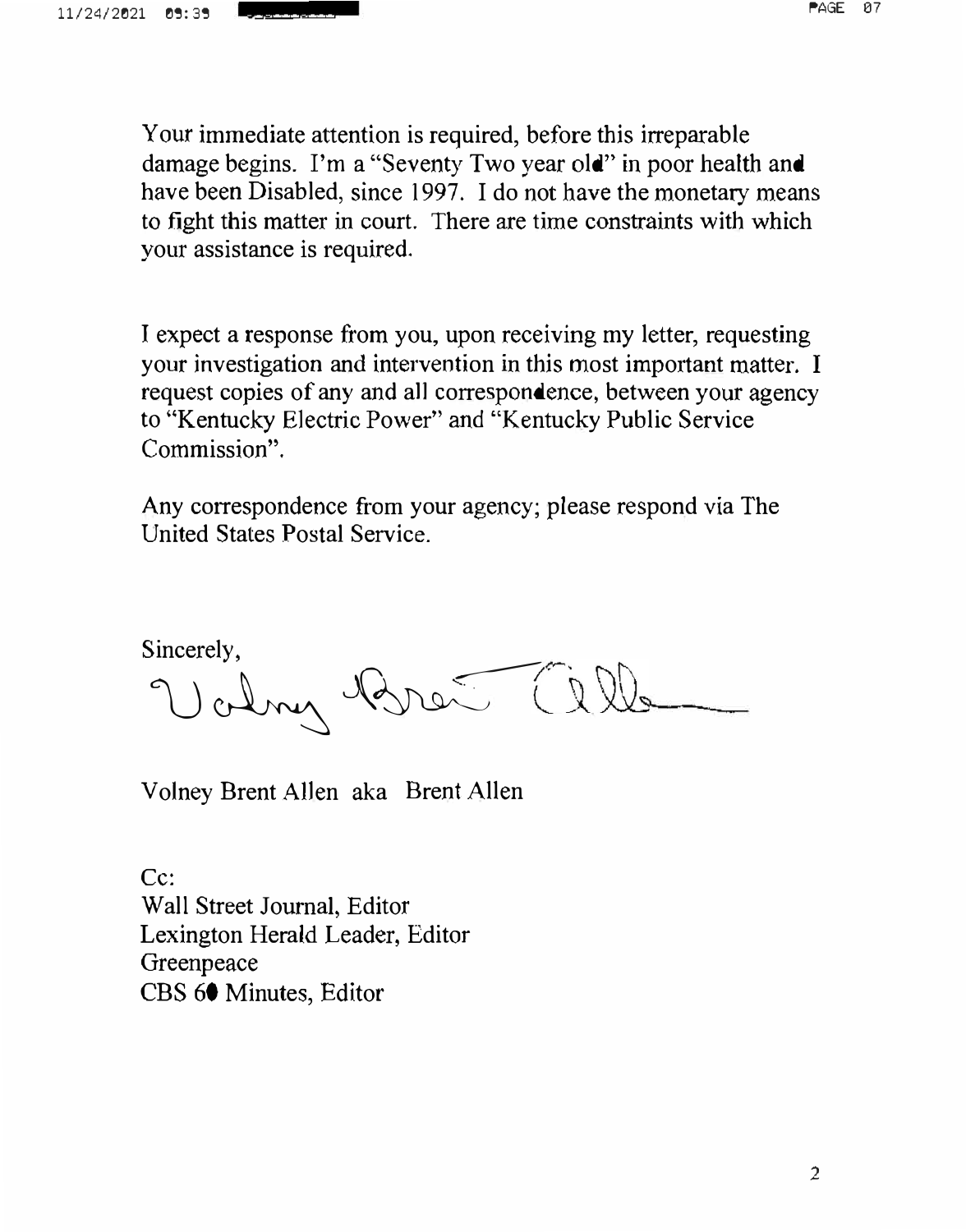Your immediate attention is required, before this irreparable damage begins. I'm a "Seventy Two year old" in poor health and have been Disabled, since 1997. I do not have the monetary means to fight this matter in court. There are time constraints with which your assistance is required.

I expect a response from you, upon receiving my letter, requesting your investigation and intervention in this most important matter. I request copies of any and all correspondence, between your agency to "Kentucky Electric Power" and "Kentucky Public Service Commission".

Any correspondence from your agency; please respond via The United States Postal Service.

Sincerely,

Volney Brent Allen aka Brent Allen

Cc:
Wall Street Journal, Editor
Lexington Herald Leader, Editor
Greenpeace
CBS 60 Minutes, Editor